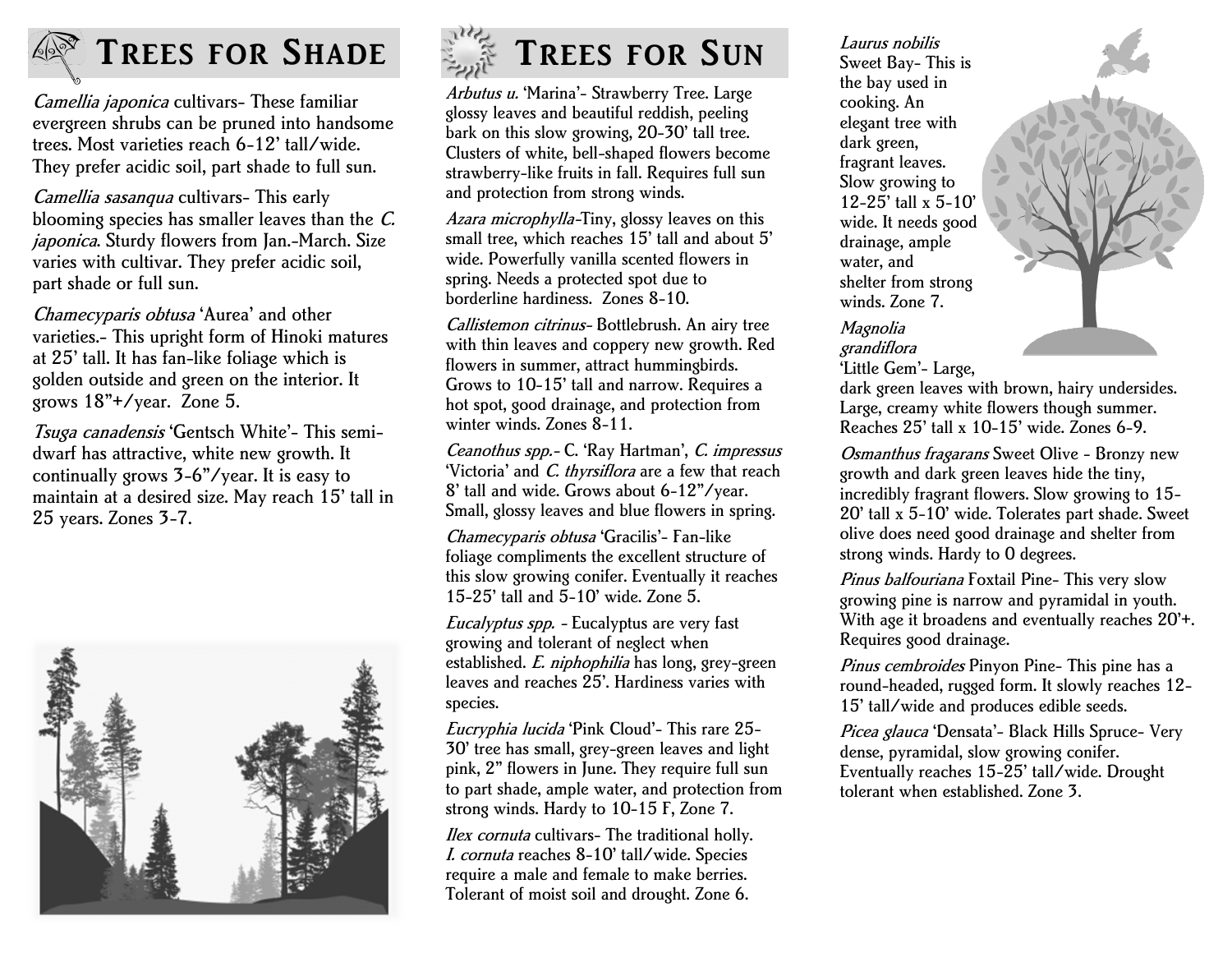## Trees for Shade

*Camellia japonica* cultivars- These familiar evergreen shrubs can be pruned into handsome trees. Most varieties reach 6-12' tall/wide. They prefer acidic soil, part shade to full sun.

*Camellia sasanqua* cultivars- This early blooming species has smaller leaves than the *C. japonica*. Sturdy flowers from Jan.-March. Size varies with cultivar. They prefer acidic soil, part shade or full sun.

*Chamecyparis obtusa* 'Aurea' and other varieties.- This upright form of Hinoki matures at 25' tall. It has fan-like foliage which is golden outside and green on the interior. It grows 18"+/year. Zone 5.

*Tsuga canadensis* 'Gentsch White'- This semi-dwarf has attractive, white new growth. It continually grows 3-6"/year. It is easy to maintain at a desired size. May reach 15' tall in 25 years. Zones 3-7.

## Trees for Sun

*Arbutus u.* 'Marina'- Strawberry Tree. Large glossy leaves and beautiful reddish, peeling bark on this slow growing, 20-30' tall tree. Clusters of white, bell-shaped flowers become strawberry-like fruits in fall. Requires full sun and protection from strong winds.

*Azara microphylla*-Tiny, glossy leaves on this small tree, which reaches 15' tall and about 5' wide. Powerfully vanilla scented flowers in spring. Needs a protected spot due to borderline hardiness. Zones 8-10.

*Callistemon citrinus*- Bottlebrush. An airy tree with thin leaves and coppery new growth. Red flowers in summer, attract hummingbirds. Grows to 10-15' tall and narrow. Requires a hot spot, good drainage, and protection from winter winds. Zones 8-11.

*Ceanothus spp.*- C. 'Ray Hartman', *C. impressus* 'Victoria' and *C. thyrsiflora* are a few that reach 8' tall and wide. Grows about 6-12"/year. Small, glossy leaves and blue flowers in spring.

*Chamecyparis obtusa* 'Gracilis'- Fan-like foliage compliments the excellent structure of this slow growing conifer. Eventually it reaches 15-25' tall and 5-10' wide. Zone 5.

*Eucalyptus spp.* - Eucalyptus are very fast growing and tolerant of neglect when established. *E. niphophilia* has long, grey-green leaves and reaches 25'. Hardiness varies with species.

*Eucryphia lucida* 'Pink Cloud'- This rare 25-30' tree has small, grey-green leaves and light pink, 2" flowers in June. They require full sun to part shade, ample water, and protection from strong winds. Hardy to 10-15 F, Zone 7.

*Ilex cornuta* cultivars- The traditional holly. *I. cornuta* reaches 8-10' tall/wide. Species require a male and female to make berries. Tolerant of moist soil and drought. Zone 6.

*Laurus nobilis* Sweet Bay- This is the bay used in cooking. An elegant tree with dark green, fragrant leaves. Slow growing to 12-25' tall x 5-10' wide. It needs good drainage, ample water, and shelter from strong winds. Zone 7.

*Magnolia grandiflora* 'Little Gem'- Large, dark green leaves with brown, hairy undersides. Large, creamy white flowers though summer. Reaches 25' tall x 10-15' wide. Zones 6-9.

*Osmanthus fragarans* Sweet Olive - Bronzy new growth and dark green leaves hide the tiny, incredibly fragrant flowers. Slow growing to 15-20' tall x 5-10' wide. Tolerates part shade. Sweet olive does need good drainage and shelter from strong winds. Hardy to 0 degrees.

*Pinus balfouriana* Foxtail Pine- This very slow growing pine is narrow and pyramidal in youth. With age it broadens and eventually reaches 20'+. Requires good drainage.

*Pinus cembroides* Pinyon Pine- This pine has a round-headed, rugged form. It slowly reaches 12-15' tall/wide and produces edible seeds.

*Picea glauca* 'Densata'- Black Hills Spruce- Very dense, pyramidal, slow growing conifer. Eventually reaches 15-25' tall/wide. Drought tolerant when established. Zone 3.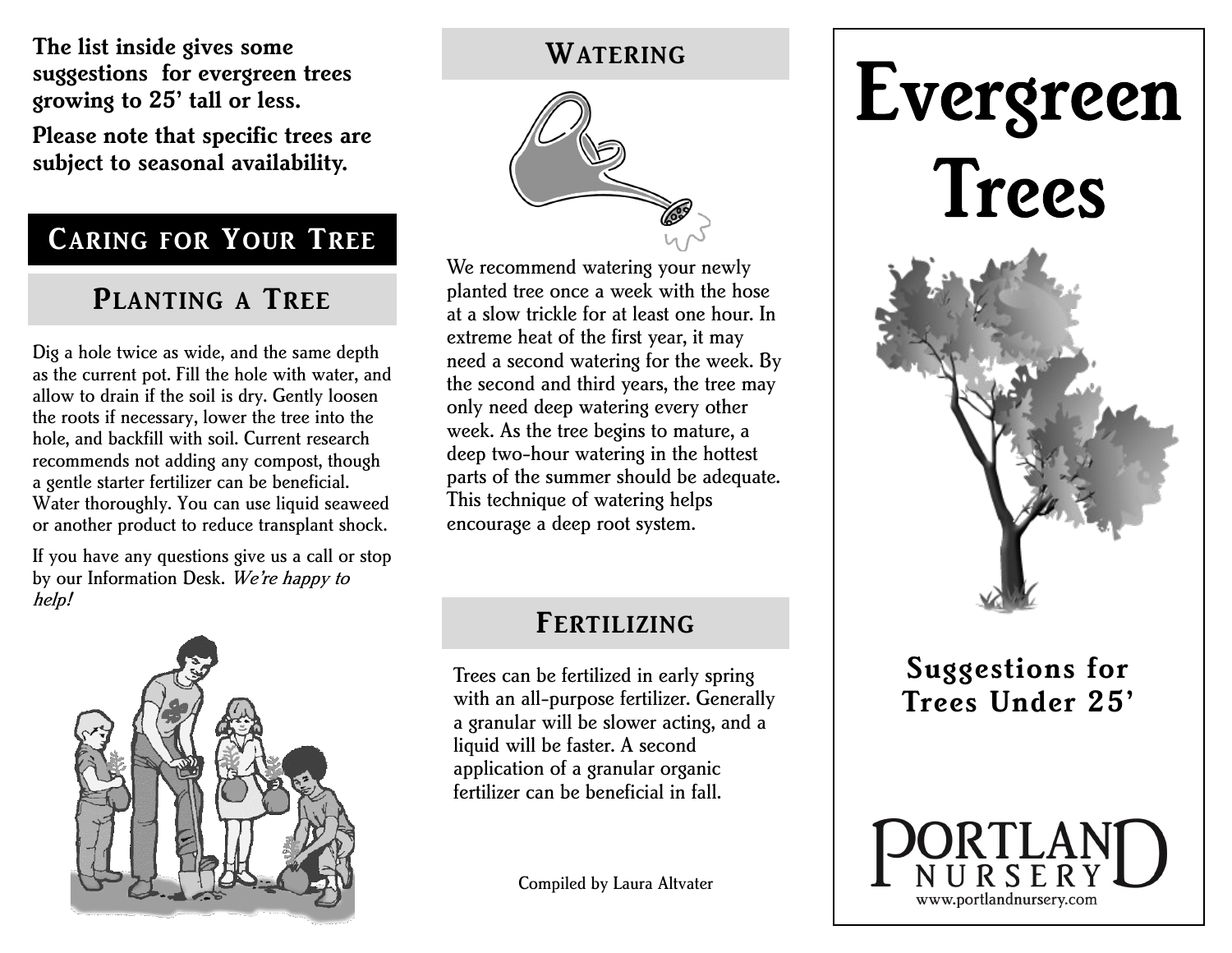**The list inside gives some suggestions for evergreen trees growing to 25' tall or less.**

**Please note that specific trees are subject to seasonal availability.**

## Caring for Your Tree

### Planting a Tree

Dig a hole twice as wide, and the same depth as the current pot. Fill the hole with water, and allow to drain if the soil is dry. Gently loosen the roots if necessary, lower the tree into the hole, and backfill with soil. Current research recommends not adding any compost, though a gentle starter fertilizer can be beneficial. Water thoroughly. You can use liquid seaweed or another product to reduce transplant shock.

If you have any questions give us a call or stop by our Information Desk. *We're happy to help!*

### Watering

We recommend watering your newly planted tree once a week with the hose at a slow trickle for at least one hour. In extreme heat of the first year, it may need a second watering for the week. By the second and third years, the tree may only need deep watering every other week. As the tree begins to mature, a deep two-hour watering in the hottest parts of the summer should be adequate. This technique of watering helps encourage a deep root system.

### Fertilizing

Trees can be fertilized in early spring with an all-purpose fertilizer. Generally a granular will be slower acting, and a liquid will be faster. A second application of a granular organic fertilizer can be beneficial in fall.

Compiled by Laura Altvater

# Evergreen Trees

**Suggestions for Trees Under 25'**

Portland Nursery
www.portlandnursery.com